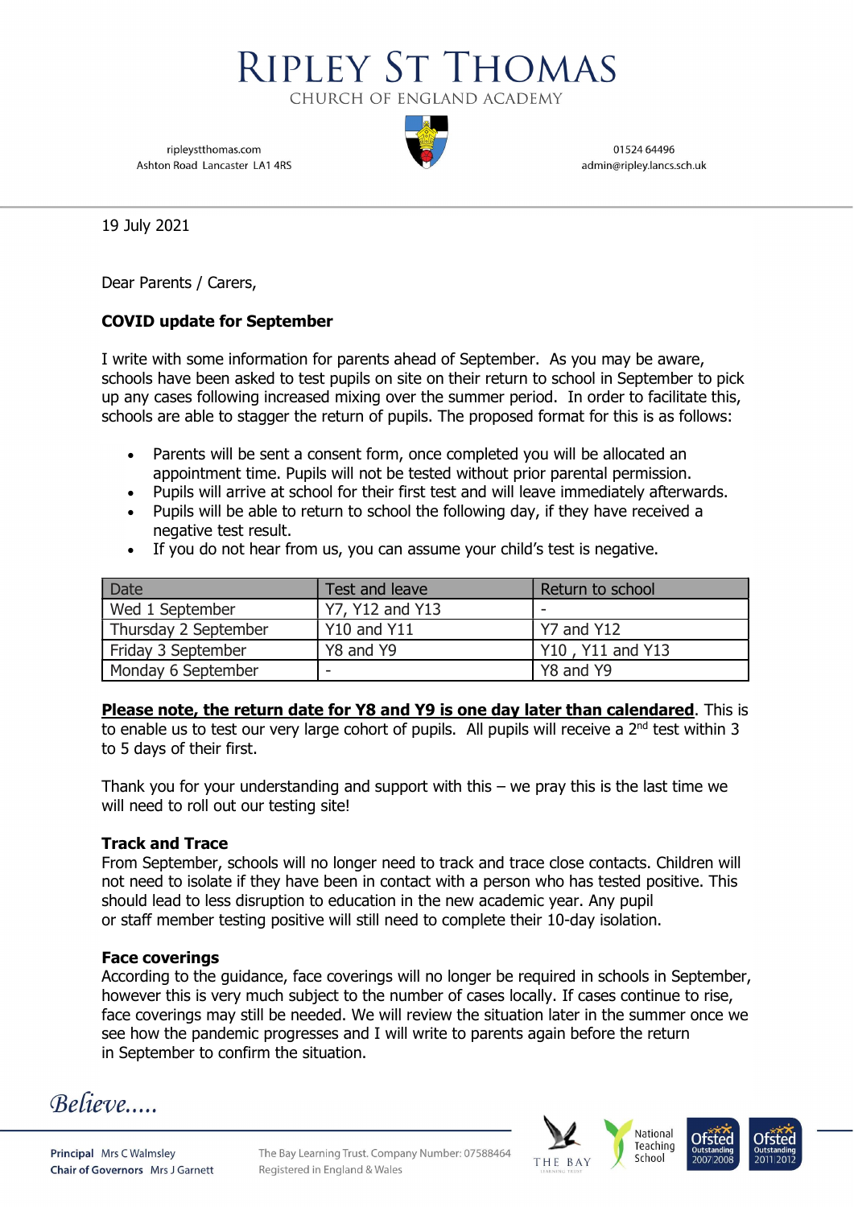# RIPLEY ST THOMAS

CHURCH OF ENGLAND ACADEMY

ripleystthomas.com
Ashton Road Lancaster LA1 4RS

01524 64496
admin@ripley.lancs.sch.uk

19 July 2021

Dear Parents / Carers,

**COVID update for September**

I write with some information for parents ahead of September. As you may be aware, schools have been asked to test pupils on site on their return to school in September to pick up any cases following increased mixing over the summer period. In order to facilitate this, schools are able to stagger the return of pupils. The proposed format for this is as follows:

- Parents will be sent a consent form, once completed you will be allocated an appointment time. Pupils will not be tested without prior parental permission.
- Pupils will arrive at school for their first test and will leave immediately afterwards.
- Pupils will be able to return to school the following day, if they have received a negative test result.
- If you do not hear from us, you can assume your child's test is negative.

| Date | Test and leave | Return to school |
|---|---|---|
| Wed 1 September | Y7, Y12 and Y13 | - |
| Thursday 2 September | Y10 and Y11 | Y7 and Y12 |
| Friday 3 September | Y8 and Y9 | Y10 , Y11 and Y13 |
| Monday 6 September | - | Y8 and Y9 |

**Please note, the return date for Y8 and Y9 is one day later than calendared**. This is to enable us to test our very large cohort of pupils. All pupils will receive a 2nd test within 3 to 5 days of their first.

Thank you for your understanding and support with this – we pray this is the last time we will need to roll out our testing site!

**Track and Trace**

From September, schools will no longer need to track and trace close contacts. Children will not need to isolate if they have been in contact with a person who has tested positive. This should lead to less disruption to education in the new academic year. Any pupil or staff member testing positive will still need to complete their 10-day isolation.

**Face coverings**

According to the guidance, face coverings will no longer be required in schools in September, however this is very much subject to the number of cases locally. If cases continue to rise, face coverings may still be needed. We will review the situation later in the summer once we see how the pandemic progresses and I will write to parents again before the return in September to confirm the situation.

*Believe.....*

**Principal** Mrs C Walmsley
**Chair of Governors** Mrs J Garnett

The Bay Learning Trust. Company Number: 07588464
Registered in England & Wales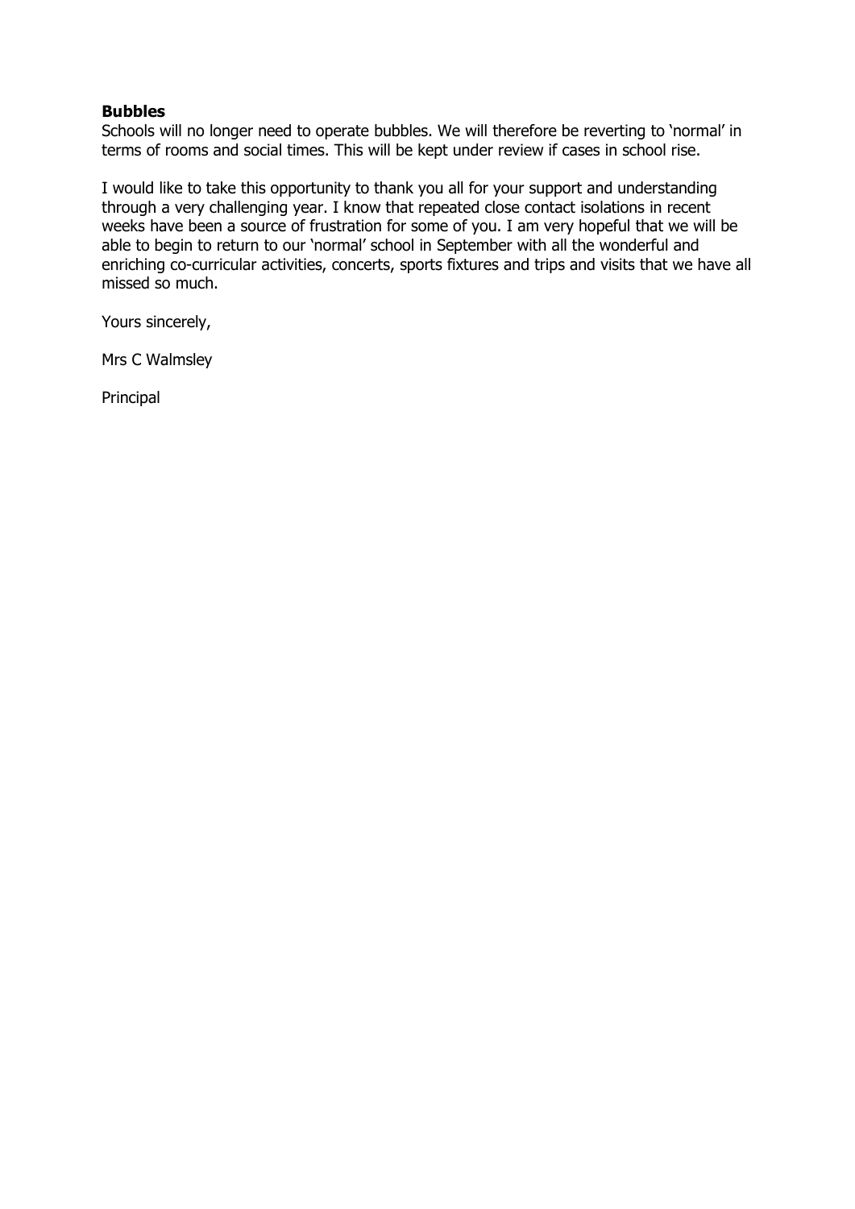**Bubbles**

Schools will no longer need to operate bubbles. We will therefore be reverting to 'normal' in terms of rooms and social times. This will be kept under review if cases in school rise.

I would like to take this opportunity to thank you all for your support and understanding through a very challenging year. I know that repeated close contact isolations in recent weeks have been a source of frustration for some of you. I am very hopeful that we will be able to begin to return to our 'normal' school in September with all the wonderful and enriching co-curricular activities, concerts, sports fixtures and trips and visits that we have all missed so much.

Yours sincerely,

Mrs C Walmsley

Principal